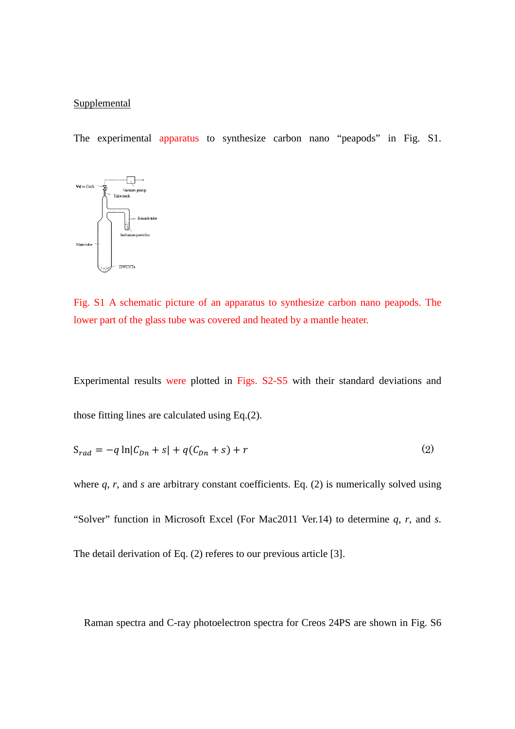Supplemental

The experimental apparatus to synthesize carbon nano "peapods" in Fig. S1.

Fig. S1 A schematic picture of an apparatus to synthesize carbon nano peapods. The lower part of the glass tube was covered and heated by a mantle heater.

Experimental results were plotted in Figs. S2-S5 with their standard deviations and those fitting lines are calculated using Eq.(2).

$$S_{rad} = -q\ln|C_{Dn} + s| + q(C_{Dn} + s) + r \qquad (2)$$

where $q$, $r$, and $s$ are arbitrary constant coefficients. Eq. (2) is numerically solved using "Solver" function in Microsoft Excel (For Mac2011 Ver.14) to determine $q$, $r$, and $s$. The detail derivation of Eq. (2) referes to our previous article [3].

Raman spectra and C-ray photoelectron spectra for Creos 24PS are shown in Fig. S6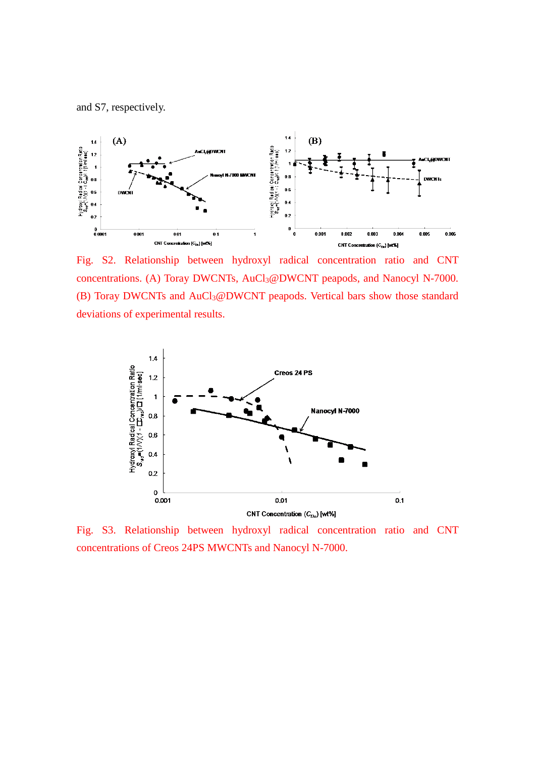and S7, respectively.

Fig. S2. Relationship between hydroxyl radical concentration ratio and CNT concentrations. (A) Toray DWCNTs, $AuCl_3$@DWCNT peapods, and Nanocyl N-7000. (B) Toray DWCNTs and $AuCl_3$@DWCNT peapods. Vertical bars show those standard deviations of experimental results.

Fig. S3. Relationship between hydroxyl radical concentration ratio and CNT concentrations of Creos 24PS MWCNTs and Nanocyl N-7000.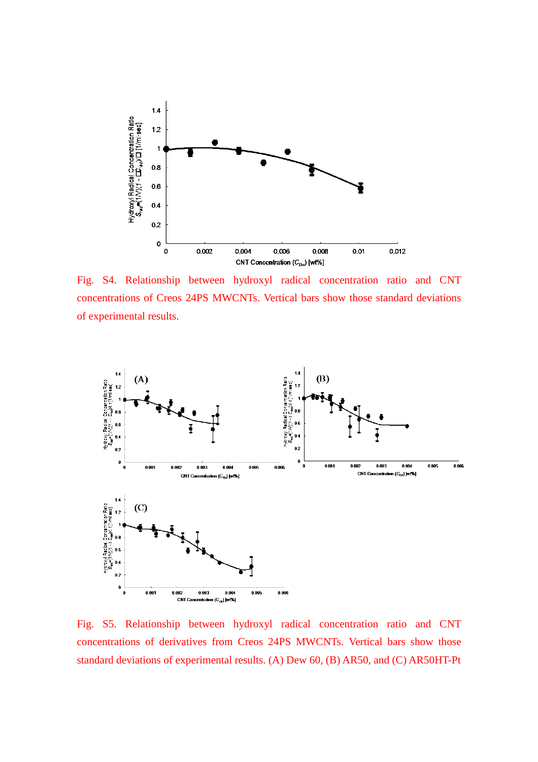Fig. S4. Relationship between hydroxyl radical concentration ratio and CNT concentrations of Creos 24PS MWCNTs. Vertical bars show those standard deviations of experimental results.

Fig. S5. Relationship between hydroxyl radical concentration ratio and CNT concentrations of derivatives from Creos 24PS MWCNTs. Vertical bars show those standard deviations of experimental results. (A) Dew 60, (B) AR50, and (C) AR50HT-Pt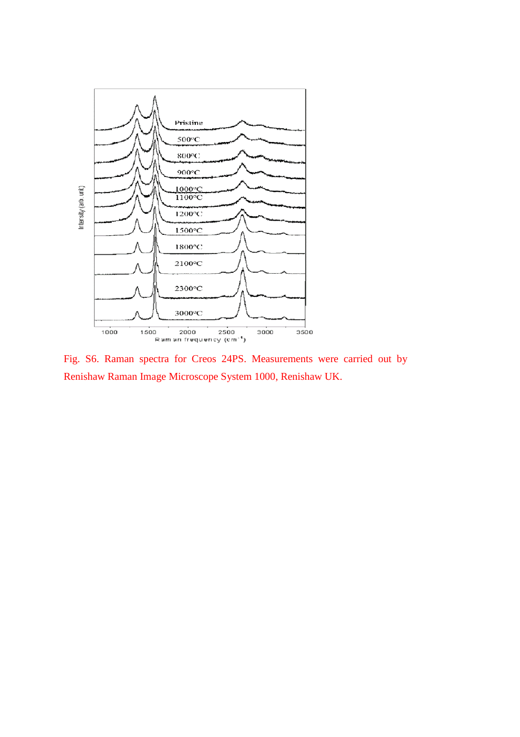Fig. S6. Raman spectra for Creos 24PS. Measurements were carried out by Renishaw Raman Image Microscope System 1000, Renishaw UK.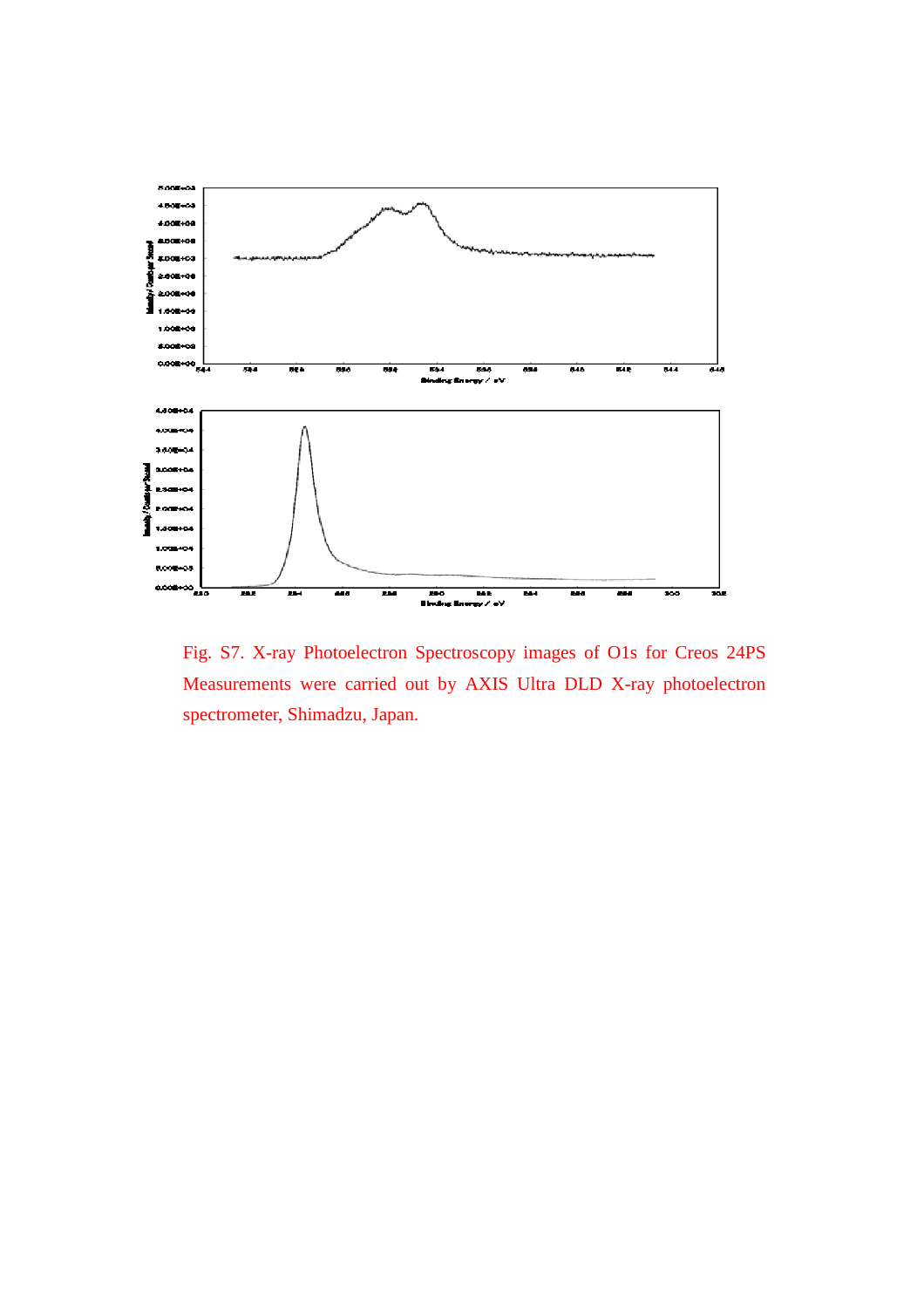5.00E+03
4.50E+03
4.00E+03
3.50E+03
3.00E+03
2.50E+03
2.00E+03
1.50E+03
1.00E+03
5.00E+02
0.00E+00

Intensity / Counts per Second

Binding Energy / eV

4.50E+04
4.00E+04
3.50E+04
3.00E+04
2.50E+04
2.00E+04
1.50E+04
1.00E+04
5.00E+03
0.00E+00

Intensity / Counts per Second

Binding Energy / eV

Fig. S7. X-ray Photoelectron Spectroscopy images of O1s for Creos 24PS Measurements were carried out by AXIS Ultra DLD X-ray photoelectron spectrometer, Shimadzu, Japan.